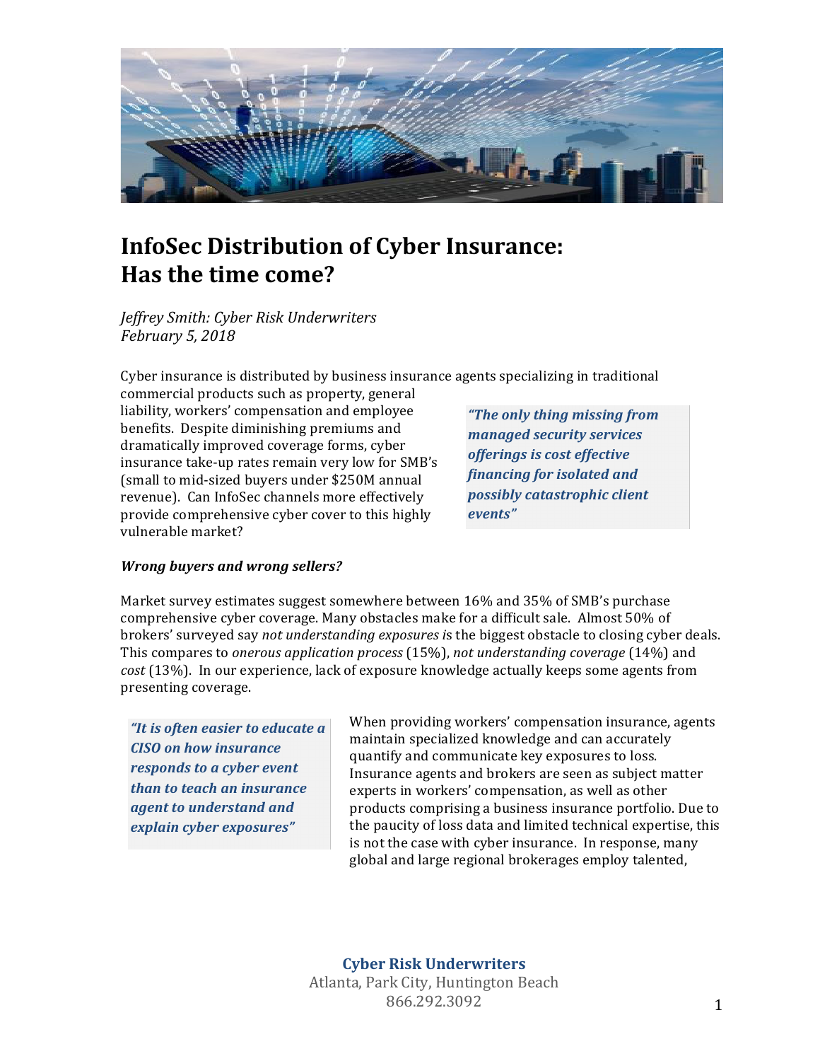# InfoSec Distribution of Cyber Insurance: Has the time come?

*Jeffrey Smith: Cyber Risk Underwriters*
*February 5, 2018*

Cyber insurance is distributed by business insurance agents specializing in traditional commercial products such as property, general liability, workers' compensation and employee benefits. Despite diminishing premiums and dramatically improved coverage forms, cyber insurance take-up rates remain very low for SMB's (small to mid-sized buyers under $250M annual revenue). Can InfoSec channels more effectively provide comprehensive cyber cover to this highly vulnerable market?

> ***"The only thing missing from managed security services offerings is cost effective financing for isolated and possibly catastrophic client events"***

### *Wrong buyers and wrong sellers?*

Market survey estimates suggest somewhere between 16% and 35% of SMB's purchase comprehensive cyber coverage. Many obstacles make for a difficult sale. Almost 50% of brokers' surveyed say *not understanding exposures i*s the biggest obstacle to closing cyber deals. This compares to *onerous application process* (15%), *not understanding coverage* (14%) and *cost* (13%). In our experience, lack of exposure knowledge actually keeps some agents from presenting coverage.

> ***"It is often easier to educate a CISO on how insurance responds to a cyber event than to teach an insurance agent to understand and explain cyber exposures"***

When providing workers' compensation insurance, agents maintain specialized knowledge and can accurately quantify and communicate key exposures to loss. Insurance agents and brokers are seen as subject matter experts in workers' compensation, as well as other products comprising a business insurance portfolio. Due to the paucity of loss data and limited technical expertise, this is not the case with cyber insurance. In response, many global and large regional brokerages employ talented,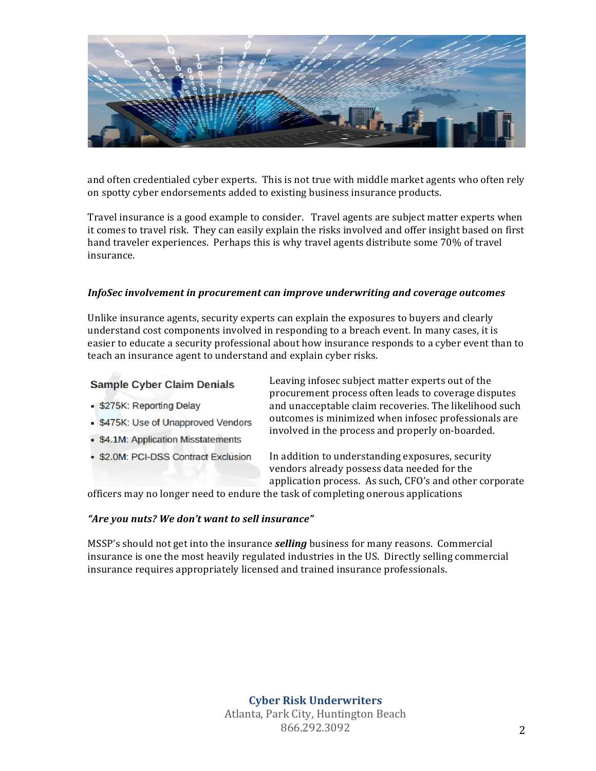and often credentialed cyber experts. This is not true with middle market agents who often rely on spotty cyber endorsements added to existing business insurance products.

Travel insurance is a good example to consider. Travel agents are subject matter experts when it comes to travel risk. They can easily explain the risks involved and offer insight based on first hand traveler experiences. Perhaps this is why travel agents distribute some 70% of travel insurance.

***InfoSec involvement in procurement can improve underwriting and coverage outcomes***

Unlike insurance agents, security experts can explain the exposures to buyers and clearly understand cost components involved in responding to a breach event. In many cases, it is easier to educate a security professional about how insurance responds to a cyber event than to teach an insurance agent to understand and explain cyber risks.

**Sample Cyber Claim Denials**

- $275K: Reporting Delay
- $475K: Use of Unapproved Vendors
- $4.1M: Application Misstatements
- $2.0M: PCI-DSS Contract Exclusion

Leaving infosec subject matter experts out of the procurement process often leads to coverage disputes and unacceptable claim recoveries. The likelihood such outcomes is minimized when infosec professionals are involved in the process and properly on-boarded.

In addition to understanding exposures, security vendors already possess data needed for the application process. As such, CFO's and other corporate officers may no longer need to endure the task of completing onerous applications

***"Are you nuts? We don't want to sell insurance"***

MSSP's should not get into the insurance ***selling*** business for many reasons. Commercial insurance is one the most heavily regulated industries in the US. Directly selling commercial insurance requires appropriately licensed and trained insurance professionals.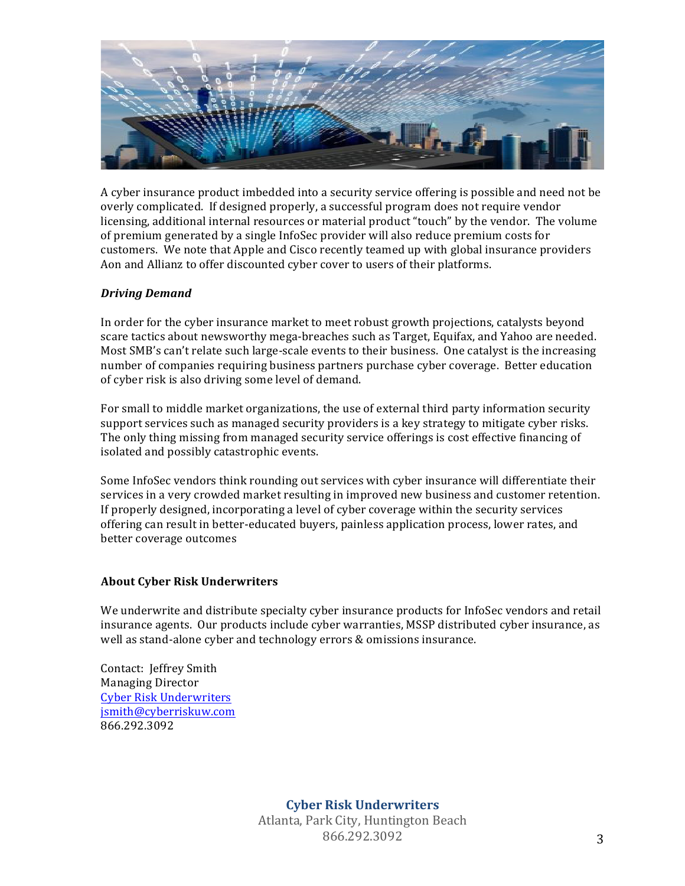A cyber insurance product imbedded into a security service offering is possible and need not be overly complicated. If designed properly, a successful program does not require vendor licensing, additional internal resources or material product "touch" by the vendor. The volume of premium generated by a single InfoSec provider will also reduce premium costs for customers. We note that Apple and Cisco recently teamed up with global insurance providers Aon and Allianz to offer discounted cyber cover to users of their platforms.

***Driving Demand***

In order for the cyber insurance market to meet robust growth projections, catalysts beyond scare tactics about newsworthy mega-breaches such as Target, Equifax, and Yahoo are needed. Most SMB's can't relate such large-scale events to their business. One catalyst is the increasing number of companies requiring business partners purchase cyber coverage. Better education of cyber risk is also driving some level of demand.

For small to middle market organizations, the use of external third party information security support services such as managed security providers is a key strategy to mitigate cyber risks. The only thing missing from managed security service offerings is cost effective financing of isolated and possibly catastrophic events.

Some InfoSec vendors think rounding out services with cyber insurance will differentiate their services in a very crowded market resulting in improved new business and customer retention. If properly designed, incorporating a level of cyber coverage within the security services offering can result in better-educated buyers, painless application process, lower rates, and better coverage outcomes

**About Cyber Risk Underwriters**

We underwrite and distribute specialty cyber insurance products for InfoSec vendors and retail insurance agents. Our products include cyber warranties, MSSP distributed cyber insurance, as well as stand-alone cyber and technology errors & omissions insurance.

Contact: Jeffrey Smith
Managing Director
[Cyber Risk Underwriters]
jsmith@cyberriskuw.com
866.292.3092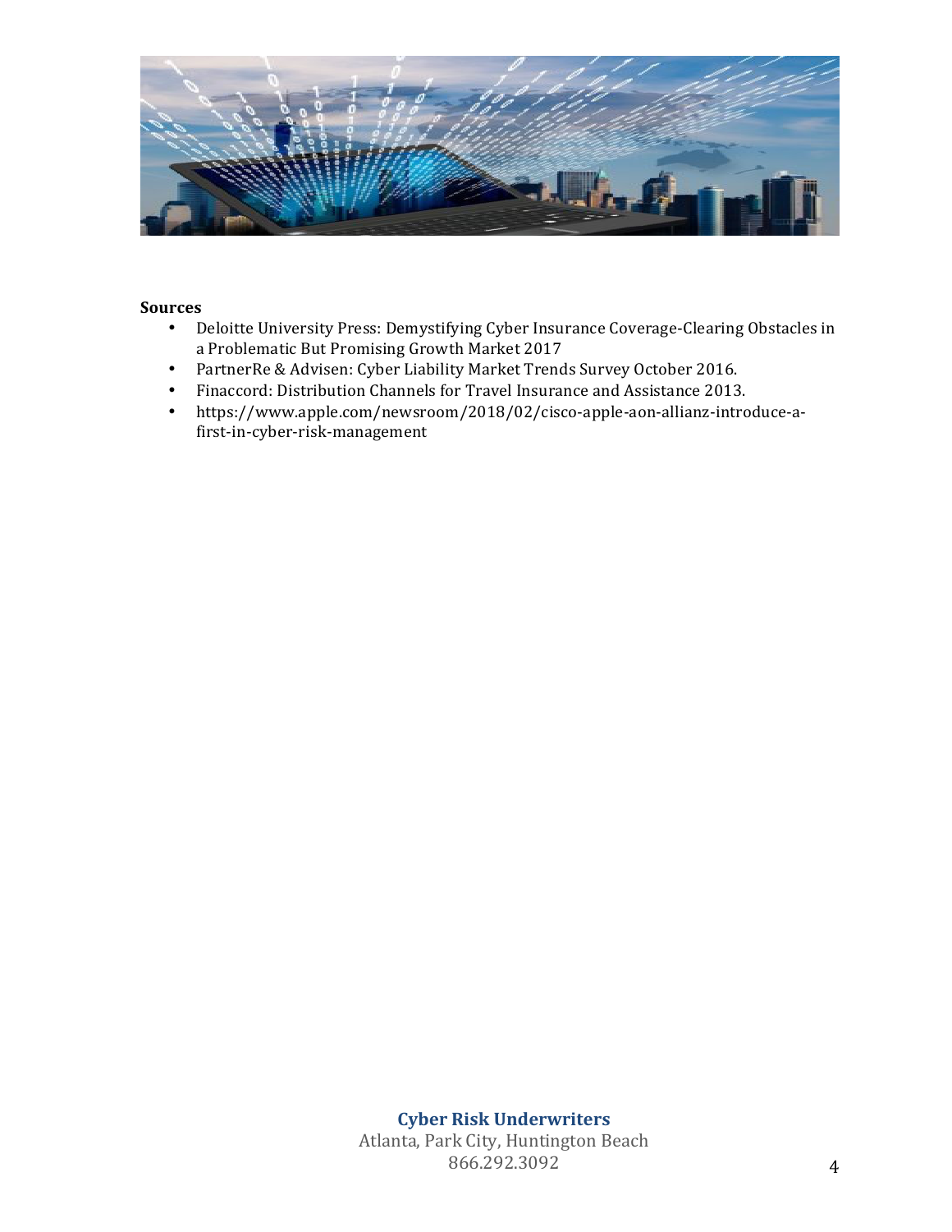**Sources**

- Deloitte University Press: Demystifying Cyber Insurance Coverage-Clearing Obstacles in a Problematic But Promising Growth Market 2017
- PartnerRe & Advisen: Cyber Liability Market Trends Survey October 2016.
- Finaccord: Distribution Channels for Travel Insurance and Assistance 2013.
- https://www.apple.com/newsroom/2018/02/cisco-apple-aon-allianz-introduce-a-first-in-cyber-risk-management

**Cyber Risk Underwriters**
Atlanta, Park City, Huntington Beach
866.292.3092